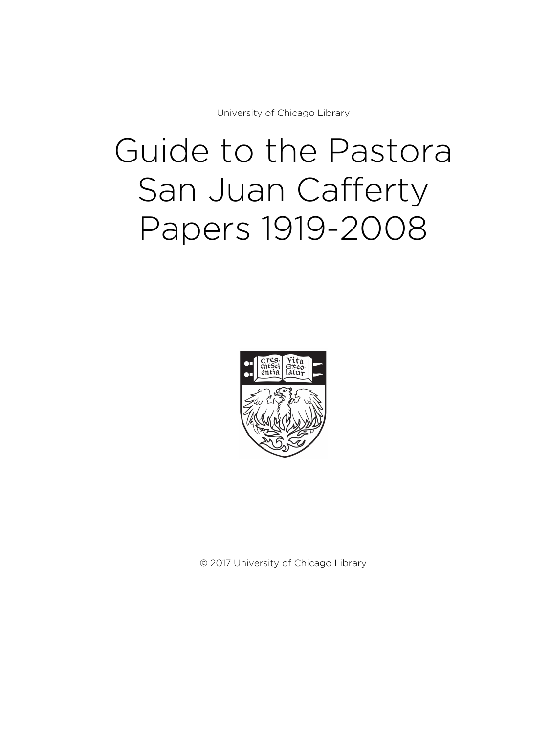University of Chicago Library

# Guide to the Pastora San Juan Cafferty Papers 1919-2008

© 2017 University of Chicago Library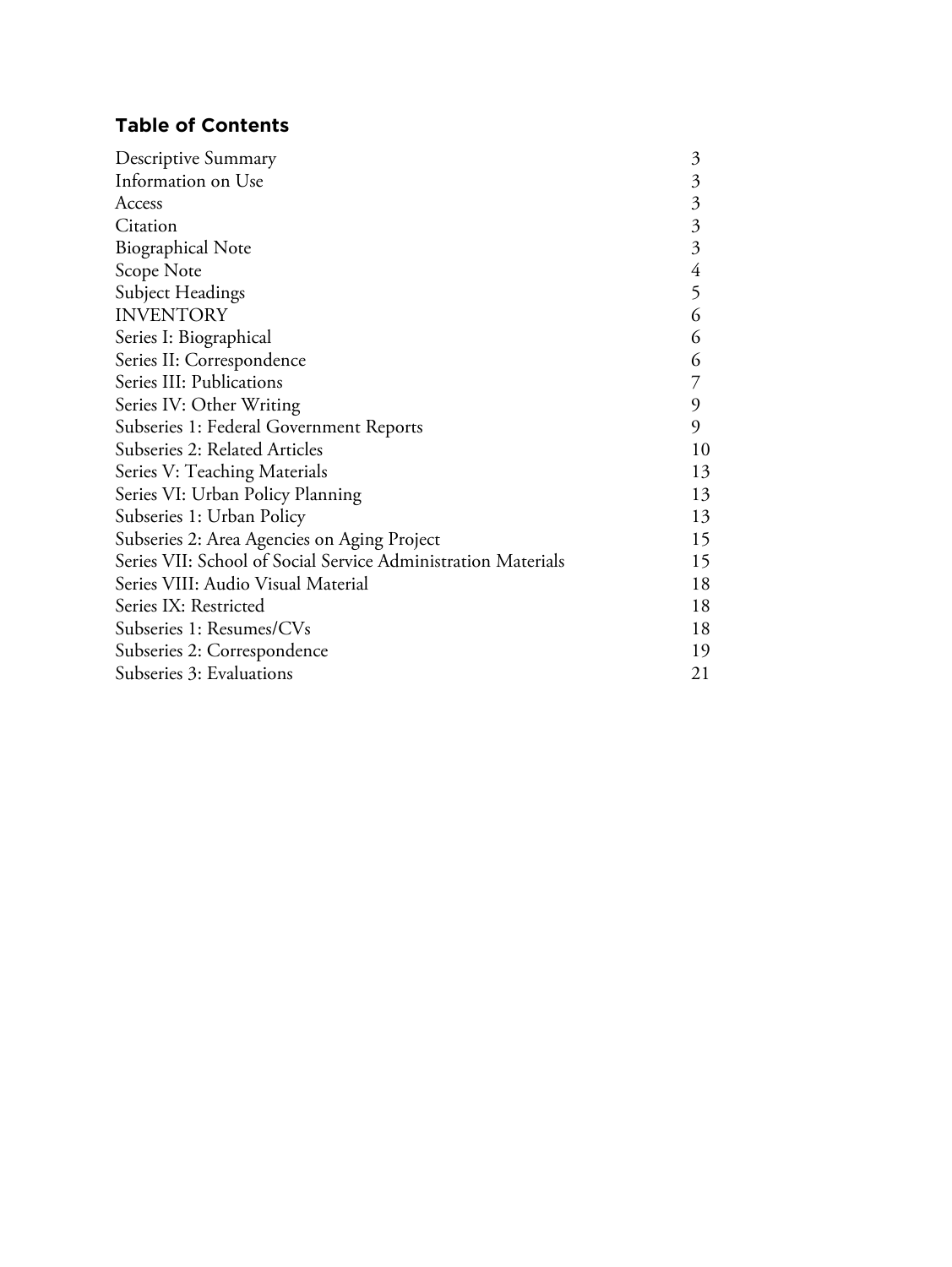## Table of Contents

| | |
|---|---|
| Descriptive Summary | 3 |
| Information on Use | 3 |
| Access | 3 |
| Citation | 3 |
| Biographical Note | 3 |
| Scope Note | 4 |
| Subject Headings | 5 |
| INVENTORY | 6 |
| Series I: Biographical | 6 |
| Series II: Correspondence | 6 |
| Series III: Publications | 7 |
| Series IV: Other Writing | 9 |
| Subseries 1: Federal Government Reports | 9 |
| Subseries 2: Related Articles | 10 |
| Series V: Teaching Materials | 13 |
| Series VI: Urban Policy Planning | 13 |
| Subseries 1: Urban Policy | 13 |
| Subseries 2: Area Agencies on Aging Project | 15 |
| Series VII: School of Social Service Administration Materials | 15 |
| Series VIII: Audio Visual Material | 18 |
| Series IX: Restricted | 18 |
| Subseries 1: Resumes/CVs | 18 |
| Subseries 2: Correspondence | 19 |
| Subseries 3: Evaluations | 21 |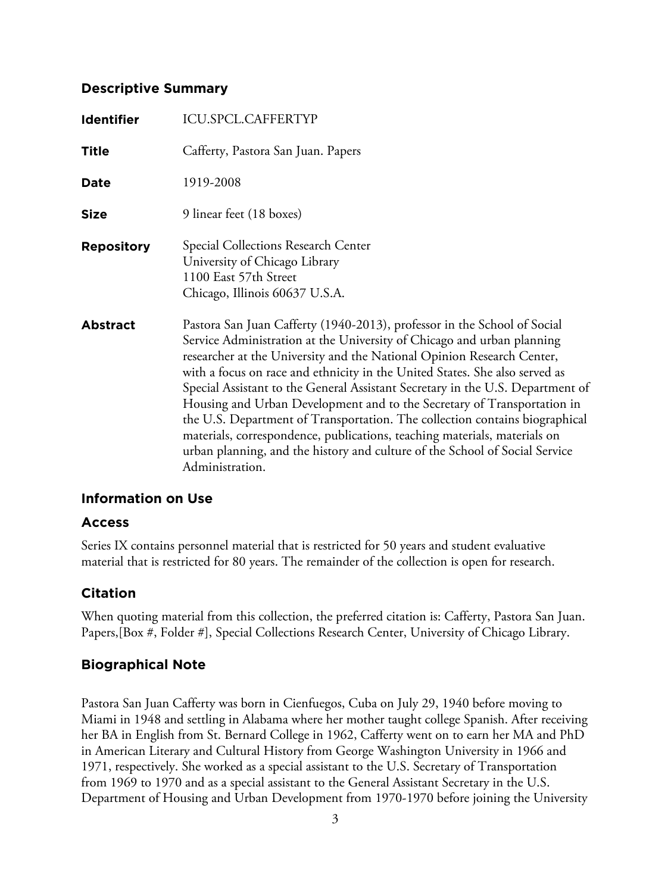## Descriptive Summary

**Identifier** ICU.SPCL.CAFFERTYP

**Title** Cafferty, Pastora San Juan. Papers

**Date** 1919-2008

**Size** 9 linear feet (18 boxes)

**Repository** Special Collections Research Center
University of Chicago Library
1100 East 57th Street
Chicago, Illinois 60637 U.S.A.

**Abstract** Pastora San Juan Cafferty (1940-2013), professor in the School of Social Service Administration at the University of Chicago and urban planning researcher at the University and the National Opinion Research Center, with a focus on race and ethnicity in the United States. She also served as Special Assistant to the General Assistant Secretary in the U.S. Department of Housing and Urban Development and to the Secretary of Transportation in the U.S. Department of Transportation. The collection contains biographical materials, correspondence, publications, teaching materials, materials on urban planning, and the history and culture of the School of Social Service Administration.

## Information on Use

### Access

Series IX contains personnel material that is restricted for 50 years and student evaluative material that is restricted for 80 years. The remainder of the collection is open for research.

### Citation

When quoting material from this collection, the preferred citation is: Cafferty, Pastora San Juan. Papers,[Box #, Folder #], Special Collections Research Center, University of Chicago Library.

## Biographical Note

Pastora San Juan Cafferty was born in Cienfuegos, Cuba on July 29, 1940 before moving to Miami in 1948 and settling in Alabama where her mother taught college Spanish. After receiving her BA in English from St. Bernard College in 1962, Cafferty went on to earn her MA and PhD in American Literary and Cultural History from George Washington University in 1966 and 1971, respectively. She worked as a special assistant to the U.S. Secretary of Transportation from 1969 to 1970 and as a special assistant to the General Assistant Secretary in the U.S. Department of Housing and Urban Development from 1970-1970 before joining the University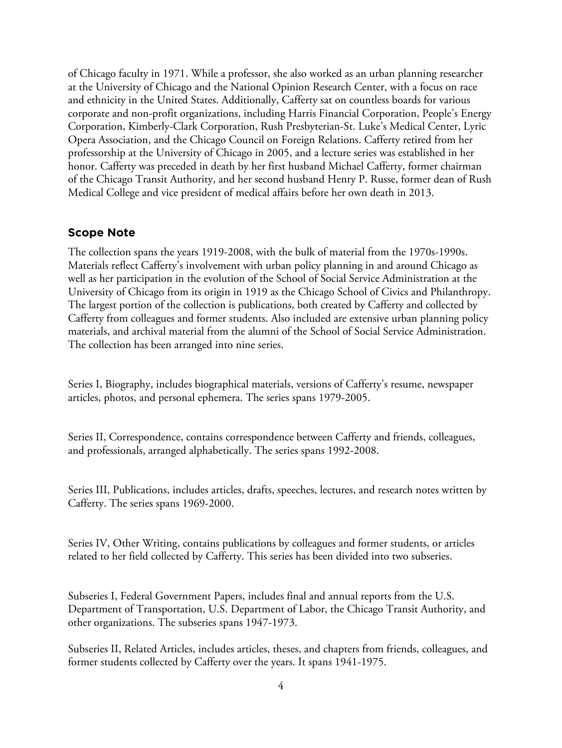of Chicago faculty in 1971. While a professor, she also worked as an urban planning researcher at the University of Chicago and the National Opinion Research Center, with a focus on race and ethnicity in the United States. Additionally, Cafferty sat on countless boards for various corporate and non-profit organizations, including Harris Financial Corporation, People's Energy Corporation, Kimberly-Clark Corporation, Rush Presbyterian-St. Luke's Medical Center, Lyric Opera Association, and the Chicago Council on Foreign Relations. Cafferty retired from her professorship at the University of Chicago in 2005, and a lecture series was established in her honor. Cafferty was preceded in death by her first husband Michael Cafferty, former chairman of the Chicago Transit Authority, and her second husband Henry P. Russe, former dean of Rush Medical College and vice president of medical affairs before her own death in 2013.

## Scope Note

The collection spans the years 1919-2008, with the bulk of material from the 1970s-1990s. Materials reflect Cafferty's involvement with urban policy planning in and around Chicago as well as her participation in the evolution of the School of Social Service Administration at the University of Chicago from its origin in 1919 as the Chicago School of Civics and Philanthropy. The largest portion of the collection is publications, both created by Cafferty and collected by Cafferty from colleagues and former students. Also included are extensive urban planning policy materials, and archival material from the alumni of the School of Social Service Administration. The collection has been arranged into nine series.

Series I, Biography, includes biographical materials, versions of Cafferty's resume, newspaper articles, photos, and personal ephemera. The series spans 1979-2005.

Series II, Correspondence, contains correspondence between Cafferty and friends, colleagues, and professionals, arranged alphabetically. The series spans 1992-2008.

Series III, Publications, includes articles, drafts, speeches, lectures, and research notes written by Cafferty. The series spans 1969-2000.

Series IV, Other Writing, contains publications by colleagues and former students, or articles related to her field collected by Cafferty. This series has been divided into two subseries.

Subseries I, Federal Government Papers, includes final and annual reports from the U.S. Department of Transportation, U.S. Department of Labor, the Chicago Transit Authority, and other organizations. The subseries spans 1947-1973.

Subseries II, Related Articles, includes articles, theses, and chapters from friends, colleagues, and former students collected by Cafferty over the years. It spans 1941-1975.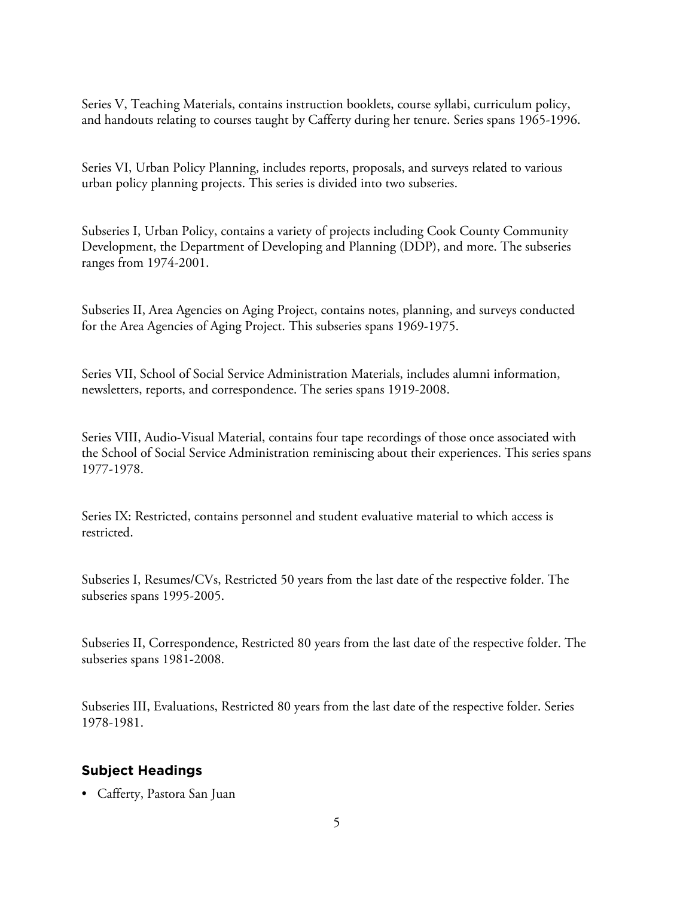Series V, Teaching Materials, contains instruction booklets, course syllabi, curriculum policy, and handouts relating to courses taught by Cafferty during her tenure. Series spans 1965-1996.

Series VI, Urban Policy Planning, includes reports, proposals, and surveys related to various urban policy planning projects. This series is divided into two subseries.

Subseries I, Urban Policy, contains a variety of projects including Cook County Community Development, the Department of Developing and Planning (DDP), and more. The subseries ranges from 1974-2001.

Subseries II, Area Agencies on Aging Project, contains notes, planning, and surveys conducted for the Area Agencies of Aging Project. This subseries spans 1969-1975.

Series VII, School of Social Service Administration Materials, includes alumni information, newsletters, reports, and correspondence. The series spans 1919-2008.

Series VIII, Audio-Visual Material, contains four tape recordings of those once associated with the School of Social Service Administration reminiscing about their experiences. This series spans 1977-1978.

Series IX: Restricted, contains personnel and student evaluative material to which access is restricted.

Subseries I, Resumes/CVs, Restricted 50 years from the last date of the respective folder. The subseries spans 1995-2005.

Subseries II, Correspondence, Restricted 80 years from the last date of the respective folder. The subseries spans 1981-2008.

Subseries III, Evaluations, Restricted 80 years from the last date of the respective folder. Series 1978-1981.

## Subject Headings

- Cafferty, Pastora San Juan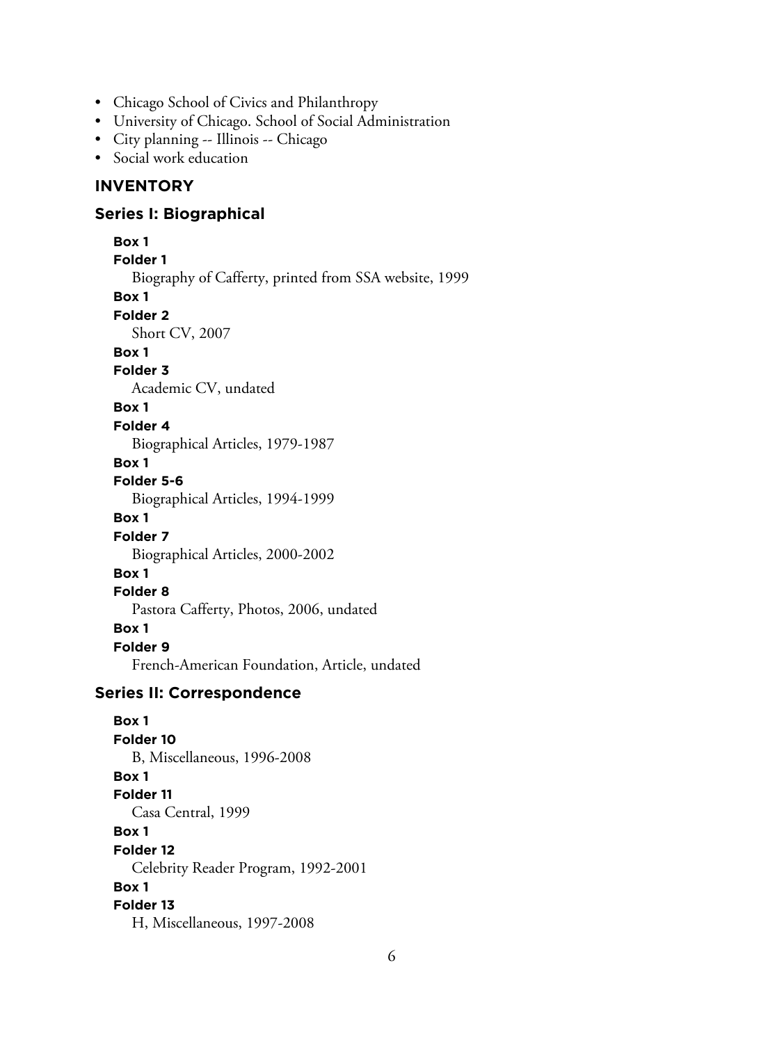- Chicago School of Civics and Philanthropy
- University of Chicago. School of Social Administration
- City planning -- Illinois -- Chicago
- Social work education

## INVENTORY

### Series I: Biographical

**Box 1**
**Folder 1**
Biography of Cafferty, printed from SSA website, 1999

**Box 1**
**Folder 2**
Short CV, 2007

**Box 1**
**Folder 3**
Academic CV, undated

**Box 1**
**Folder 4**
Biographical Articles, 1979-1987

**Box 1**
**Folder 5-6**
Biographical Articles, 1994-1999

**Box 1**
**Folder 7**
Biographical Articles, 2000-2002

**Box 1**
**Folder 8**
Pastora Cafferty, Photos, 2006, undated

**Box 1**
**Folder 9**
French-American Foundation, Article, undated

### Series II: Correspondence

**Box 1**
**Folder 10**
B, Miscellaneous, 1996-2008

**Box 1**
**Folder 11**
Casa Central, 1999

**Box 1**
**Folder 12**
Celebrity Reader Program, 1992-2001

**Box 1**
**Folder 13**
H, Miscellaneous, 1997-2008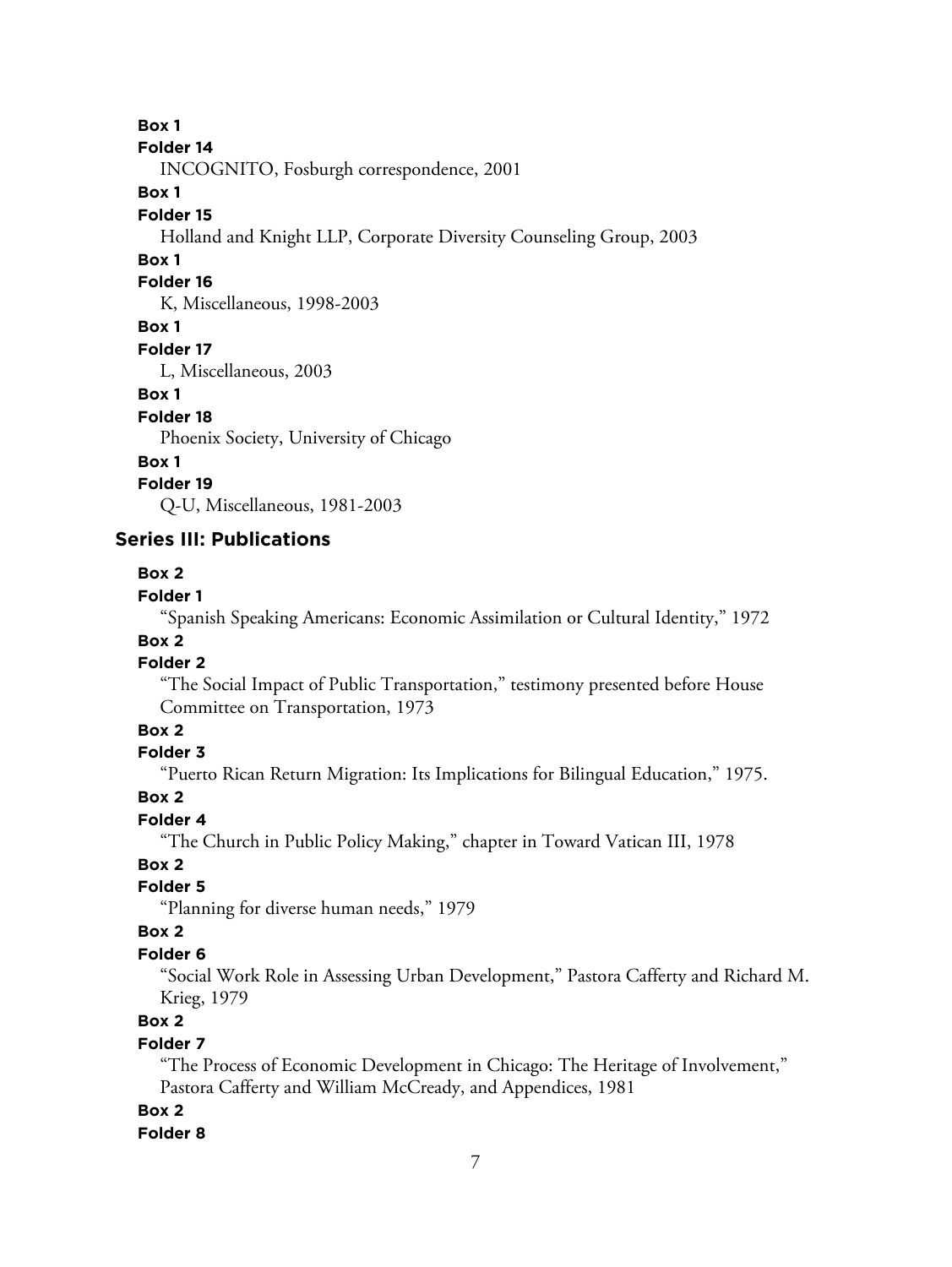**Box 1**

**Folder 14**

INCOGNITO, Fosburgh correspondence, 2001

**Box 1**

**Folder 15**

Holland and Knight LLP, Corporate Diversity Counseling Group, 2003

**Box 1**

**Folder 16**

K, Miscellaneous, 1998-2003

**Box 1**

**Folder 17**

L, Miscellaneous, 2003

**Box 1**

**Folder 18**

Phoenix Society, University of Chicago

**Box 1**

**Folder 19**

Q-U, Miscellaneous, 1981-2003

## Series III: Publications

**Box 2**

**Folder 1**

"Spanish Speaking Americans: Economic Assimilation or Cultural Identity," 1972

**Box 2**

**Folder 2**

"The Social Impact of Public Transportation," testimony presented before House Committee on Transportation, 1973

**Box 2**

**Folder 3**

"Puerto Rican Return Migration: Its Implications for Bilingual Education," 1975.

**Box 2**

**Folder 4**

"The Church in Public Policy Making," chapter in Toward Vatican III, 1978

**Box 2**

**Folder 5**

"Planning for diverse human needs," 1979

**Box 2**

**Folder 6**

"Social Work Role in Assessing Urban Development," Pastora Cafferty and Richard M. Krieg, 1979

**Box 2**

**Folder 7**

"The Process of Economic Development in Chicago: The Heritage of Involvement," Pastora Cafferty and William McCready, and Appendices, 1981

**Box 2**

**Folder 8**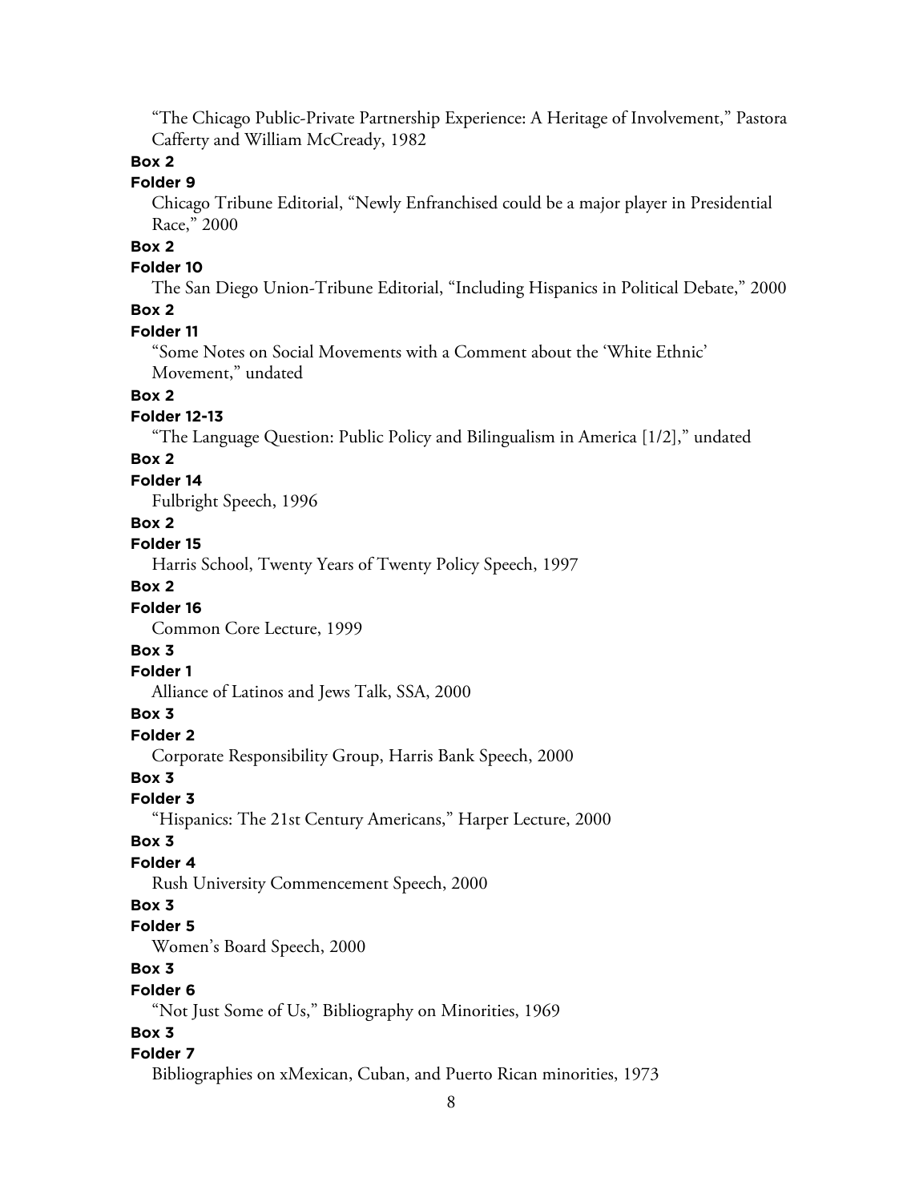"The Chicago Public-Private Partnership Experience: A Heritage of Involvement," Pastora Cafferty and William McCready, 1982

**Box 2**

**Folder 9**

Chicago Tribune Editorial, "Newly Enfranchised could be a major player in Presidential Race," 2000

**Box 2**

**Folder 10**

The San Diego Union-Tribune Editorial, "Including Hispanics in Political Debate," 2000

**Box 2**

**Folder 11**

"Some Notes on Social Movements with a Comment about the 'White Ethnic' Movement," undated

**Box 2**

**Folder 12-13**

"The Language Question: Public Policy and Bilingualism in America [1/2]," undated

**Box 2**

**Folder 14**

Fulbright Speech, 1996

**Box 2**

**Folder 15**

Harris School, Twenty Years of Twenty Policy Speech, 1997

**Box 2**

**Folder 16**

Common Core Lecture, 1999

**Box 3**

**Folder 1**

Alliance of Latinos and Jews Talk, SSA, 2000

**Box 3**

**Folder 2**

Corporate Responsibility Group, Harris Bank Speech, 2000

**Box 3**

**Folder 3**

"Hispanics: The 21st Century Americans," Harper Lecture, 2000

**Box 3**

**Folder 4**

Rush University Commencement Speech, 2000

**Box 3**

**Folder 5**

Women's Board Speech, 2000

**Box 3**

**Folder 6**

"Not Just Some of Us," Bibliography on Minorities, 1969

**Box 3**

**Folder 7**

Bibliographies on xMexican, Cuban, and Puerto Rican minorities, 1973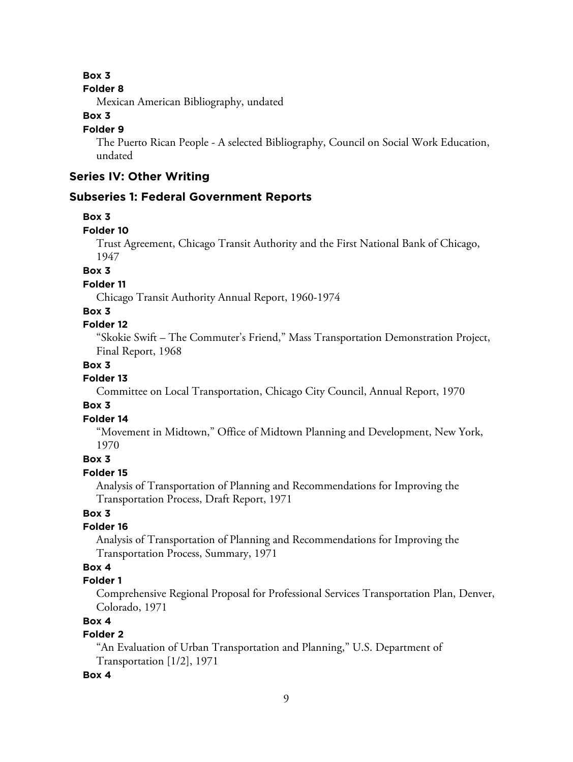**Box 3**

**Folder 8**

Mexican American Bibliography, undated

**Box 3**

**Folder 9**

The Puerto Rican People - A selected Bibliography, Council on Social Work Education, undated

## Series IV: Other Writing

### Subseries 1: Federal Government Reports

**Box 3**

**Folder 10**

Trust Agreement, Chicago Transit Authority and the First National Bank of Chicago, 1947

**Box 3**

**Folder 11**

Chicago Transit Authority Annual Report, 1960-1974

**Box 3**

**Folder 12**

"Skokie Swift – The Commuter's Friend," Mass Transportation Demonstration Project, Final Report, 1968

**Box 3**

**Folder 13**

Committee on Local Transportation, Chicago City Council, Annual Report, 1970

**Box 3**

**Folder 14**

"Movement in Midtown," Office of Midtown Planning and Development, New York, 1970

**Box 3**

**Folder 15**

Analysis of Transportation of Planning and Recommendations for Improving the Transportation Process, Draft Report, 1971

**Box 3**

**Folder 16**

Analysis of Transportation of Planning and Recommendations for Improving the Transportation Process, Summary, 1971

**Box 4**

**Folder 1**

Comprehensive Regional Proposal for Professional Services Transportation Plan, Denver, Colorado, 1971

**Box 4**

**Folder 2**

"An Evaluation of Urban Transportation and Planning," U.S. Department of Transportation [1/2], 1971

**Box 4**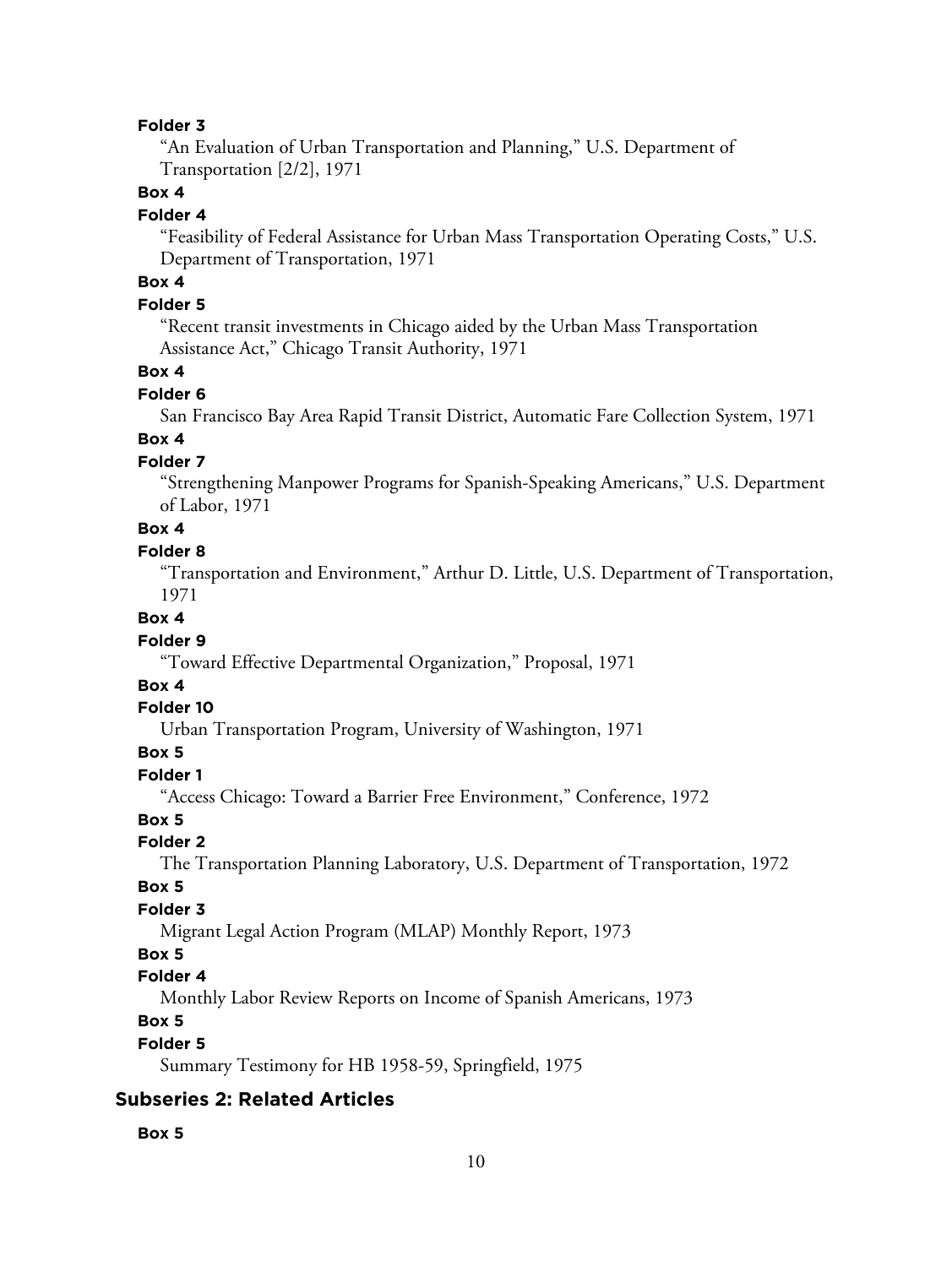**Folder 3**

"An Evaluation of Urban Transportation and Planning," U.S. Department of Transportation [2/2], 1971

**Box 4**

**Folder 4**

"Feasibility of Federal Assistance for Urban Mass Transportation Operating Costs," U.S. Department of Transportation, 1971

**Box 4**

**Folder 5**

"Recent transit investments in Chicago aided by the Urban Mass Transportation Assistance Act," Chicago Transit Authority, 1971

**Box 4**

**Folder 6**

San Francisco Bay Area Rapid Transit District, Automatic Fare Collection System, 1971

**Box 4**

**Folder 7**

"Strengthening Manpower Programs for Spanish-Speaking Americans," U.S. Department of Labor, 1971

**Box 4**

**Folder 8**

"Transportation and Environment," Arthur D. Little, U.S. Department of Transportation, 1971

**Box 4**

**Folder 9**

"Toward Effective Departmental Organization," Proposal, 1971

**Box 4**

**Folder 10**

Urban Transportation Program, University of Washington, 1971

**Box 5**

**Folder 1**

"Access Chicago: Toward a Barrier Free Environment," Conference, 1972

**Box 5**

**Folder 2**

The Transportation Planning Laboratory, U.S. Department of Transportation, 1972

**Box 5**

**Folder 3**

Migrant Legal Action Program (MLAP) Monthly Report, 1973

**Box 5**

**Folder 4**

Monthly Labor Review Reports on Income of Spanish Americans, 1973

**Box 5**

**Folder 5**

Summary Testimony for HB 1958-59, Springfield, 1975

## Subseries 2: Related Articles

**Box 5**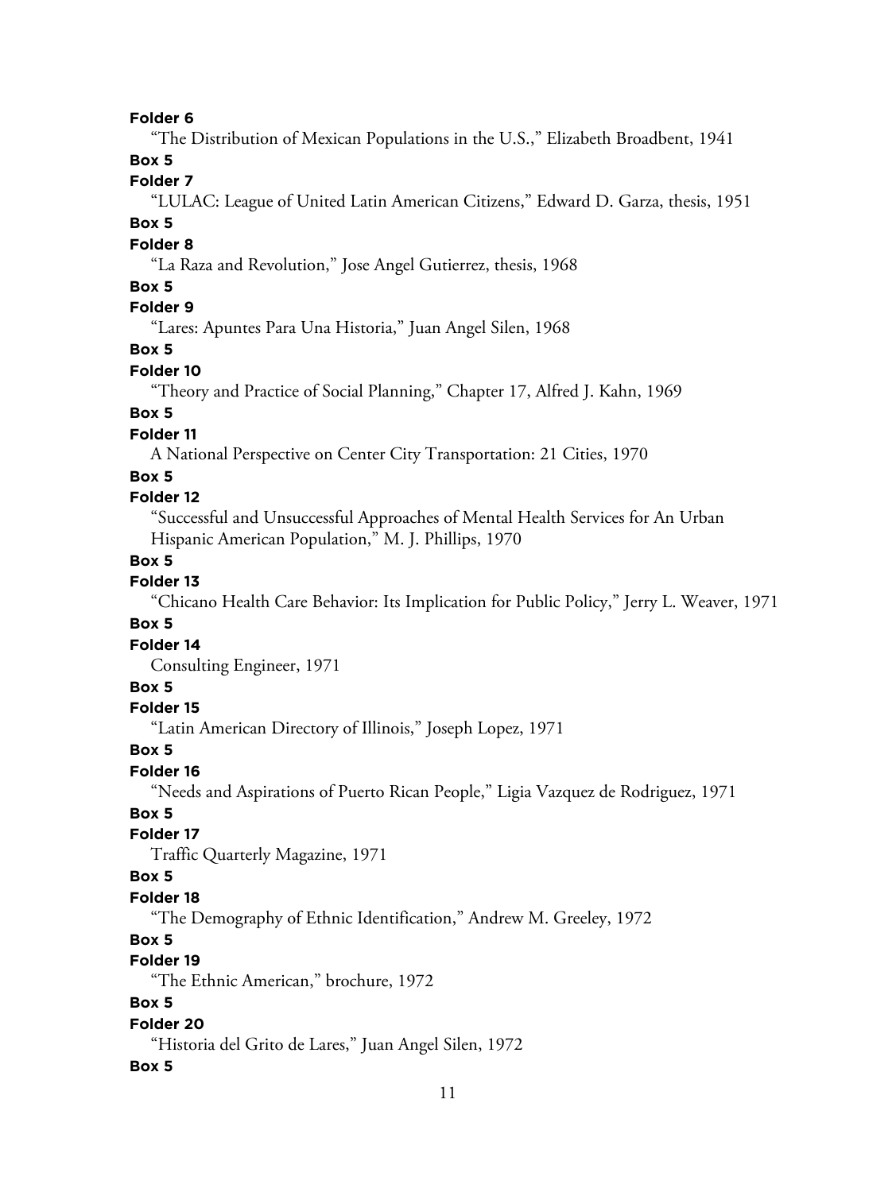**Folder 6**

"The Distribution of Mexican Populations in the U.S.," Elizabeth Broadbent, 1941

**Box 5**

**Folder 7**

"LULAC: League of United Latin American Citizens," Edward D. Garza, thesis, 1951

**Box 5**

**Folder 8**

"La Raza and Revolution," Jose Angel Gutierrez, thesis, 1968

**Box 5**

**Folder 9**

"Lares: Apuntes Para Una Historia," Juan Angel Silen, 1968

**Box 5**

**Folder 10**

"Theory and Practice of Social Planning," Chapter 17, Alfred J. Kahn, 1969

**Box 5**

**Folder 11**

A National Perspective on Center City Transportation: 21 Cities, 1970

**Box 5**

**Folder 12**

"Successful and Unsuccessful Approaches of Mental Health Services for An Urban Hispanic American Population," M. J. Phillips, 1970

**Box 5**

**Folder 13**

"Chicano Health Care Behavior: Its Implication for Public Policy," Jerry L. Weaver, 1971

**Box 5**

**Folder 14**

Consulting Engineer, 1971

**Box 5**

**Folder 15**

"Latin American Directory of Illinois," Joseph Lopez, 1971

**Box 5**

**Folder 16**

"Needs and Aspirations of Puerto Rican People," Ligia Vazquez de Rodriguez, 1971

**Box 5**

**Folder 17**

Traffic Quarterly Magazine, 1971

**Box 5**

**Folder 18**

"The Demography of Ethnic Identification," Andrew M. Greeley, 1972

**Box 5**

**Folder 19**

"The Ethnic American," brochure, 1972

**Box 5**

**Folder 20**

"Historia del Grito de Lares," Juan Angel Silen, 1972

**Box 5**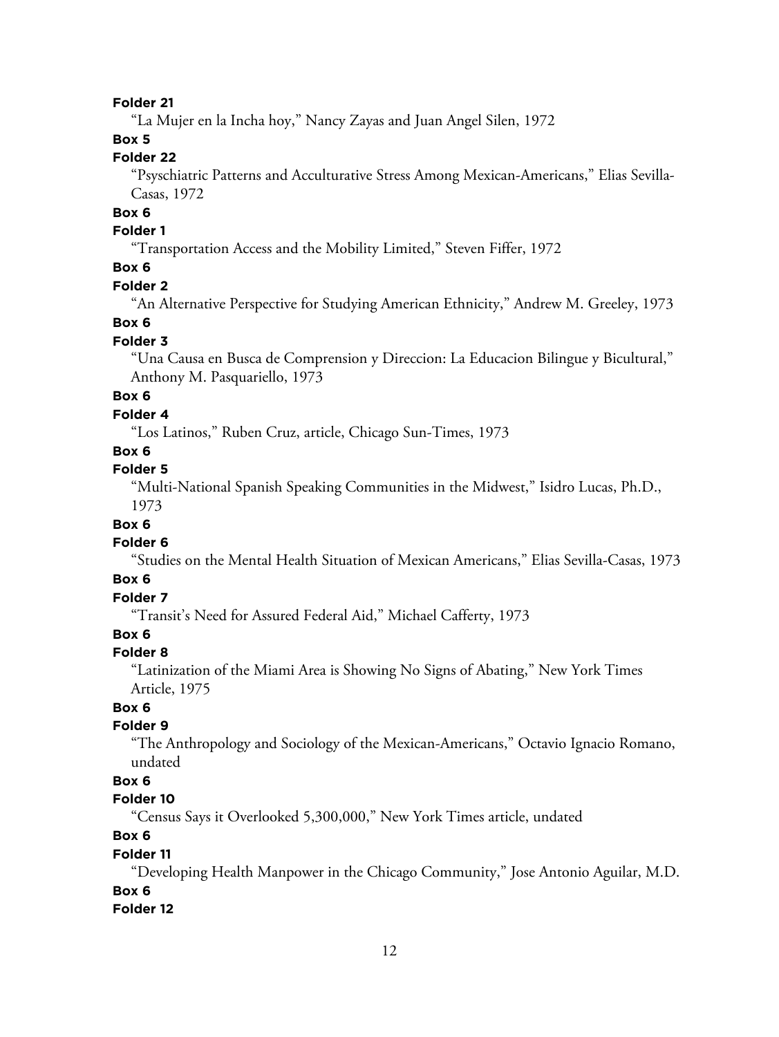**Folder 21**

"La Mujer en la Incha hoy," Nancy Zayas and Juan Angel Silen, 1972

**Box 5**

**Folder 22**

"Psyschiatric Patterns and Acculturative Stress Among Mexican-Americans," Elias Sevilla-Casas, 1972

**Box 6**

**Folder 1**

"Transportation Access and the Mobility Limited," Steven Fiffer, 1972

**Box 6**

**Folder 2**

"An Alternative Perspective for Studying American Ethnicity," Andrew M. Greeley, 1973

**Box 6**

**Folder 3**

"Una Causa en Busca de Comprension y Direccion: La Educacion Bilingue y Bicultural," Anthony M. Pasquariello, 1973

**Box 6**

**Folder 4**

"Los Latinos," Ruben Cruz, article, Chicago Sun-Times, 1973

**Box 6**

**Folder 5**

"Multi-National Spanish Speaking Communities in the Midwest," Isidro Lucas, Ph.D., 1973

**Box 6**

**Folder 6**

"Studies on the Mental Health Situation of Mexican Americans," Elias Sevilla-Casas, 1973

**Box 6**

**Folder 7**

"Transit's Need for Assured Federal Aid," Michael Cafferty, 1973

**Box 6**

**Folder 8**

"Latinization of the Miami Area is Showing No Signs of Abating," New York Times Article, 1975

**Box 6**

**Folder 9**

"The Anthropology and Sociology of the Mexican-Americans," Octavio Ignacio Romano, undated

**Box 6**

**Folder 10**

"Census Says it Overlooked 5,300,000," New York Times article, undated

**Box 6**

**Folder 11**

"Developing Health Manpower in the Chicago Community," Jose Antonio Aguilar, M.D.

**Box 6**

**Folder 12**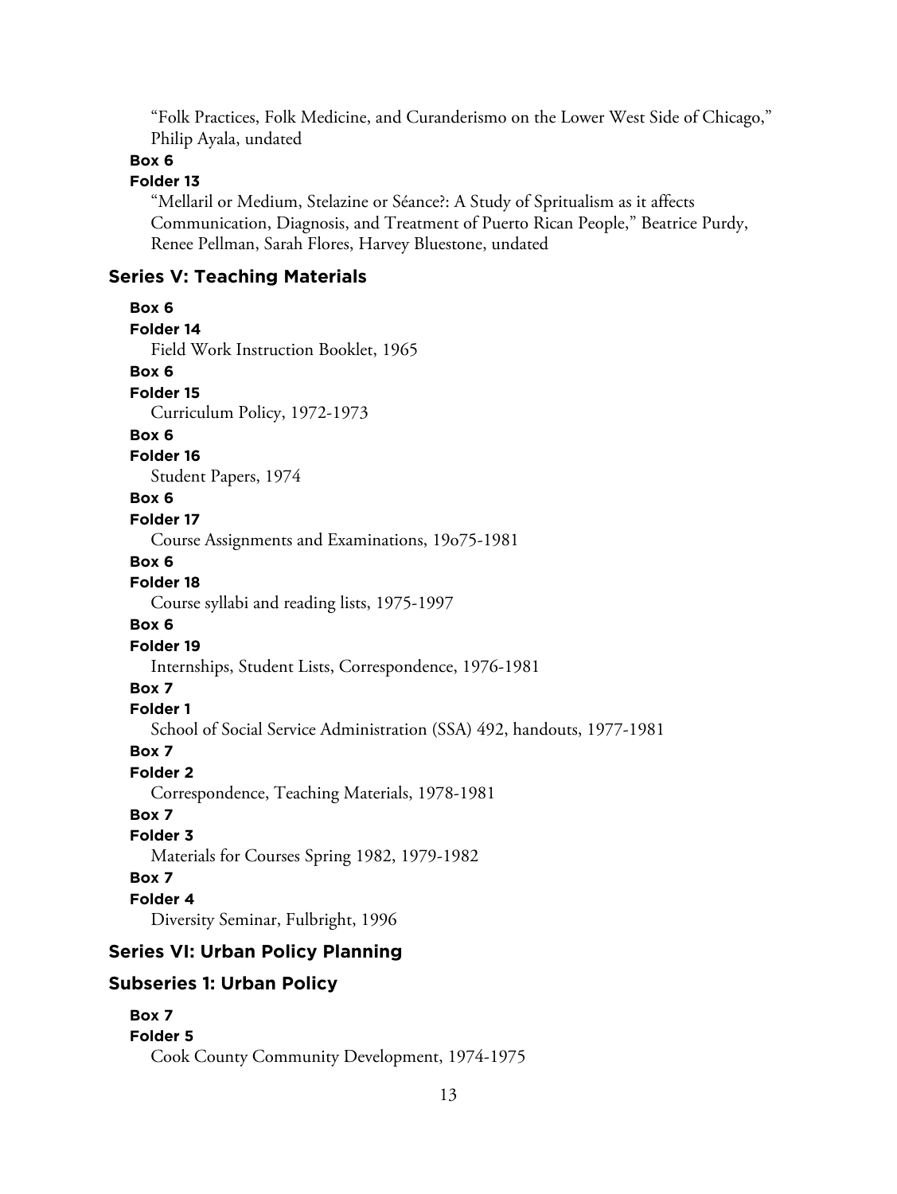"Folk Practices, Folk Medicine, and Curanderismo on the Lower West Side of Chicago," Philip Ayala, undated

**Box 6**

**Folder 13**

"Mellaril or Medium, Stelazine or Séance?: A Study of Spritualism as it affects Communication, Diagnosis, and Treatment of Puerto Rican People," Beatrice Purdy, Renee Pellman, Sarah Flores, Harvey Bluestone, undated

## Series V: Teaching Materials

**Box 6**

**Folder 14**

Field Work Instruction Booklet, 1965

**Box 6**

**Folder 15**

Curriculum Policy, 1972-1973

**Box 6**

**Folder 16**

Student Papers, 1974

**Box 6**

**Folder 17**

Course Assignments and Examinations, 19o75-1981

**Box 6**

**Folder 18**

Course syllabi and reading lists, 1975-1997

**Box 6**

**Folder 19**

Internships, Student Lists, Correspondence, 1976-1981

**Box 7**

**Folder 1**

School of Social Service Administration (SSA) 492, handouts, 1977-1981

**Box 7**

**Folder 2**

Correspondence, Teaching Materials, 1978-1981

**Box 7**

**Folder 3**

Materials for Courses Spring 1982, 1979-1982

**Box 7**

**Folder 4**

Diversity Seminar, Fulbright, 1996

## Series VI: Urban Policy Planning

### Subseries 1: Urban Policy

**Box 7**

**Folder 5**

Cook County Community Development, 1974-1975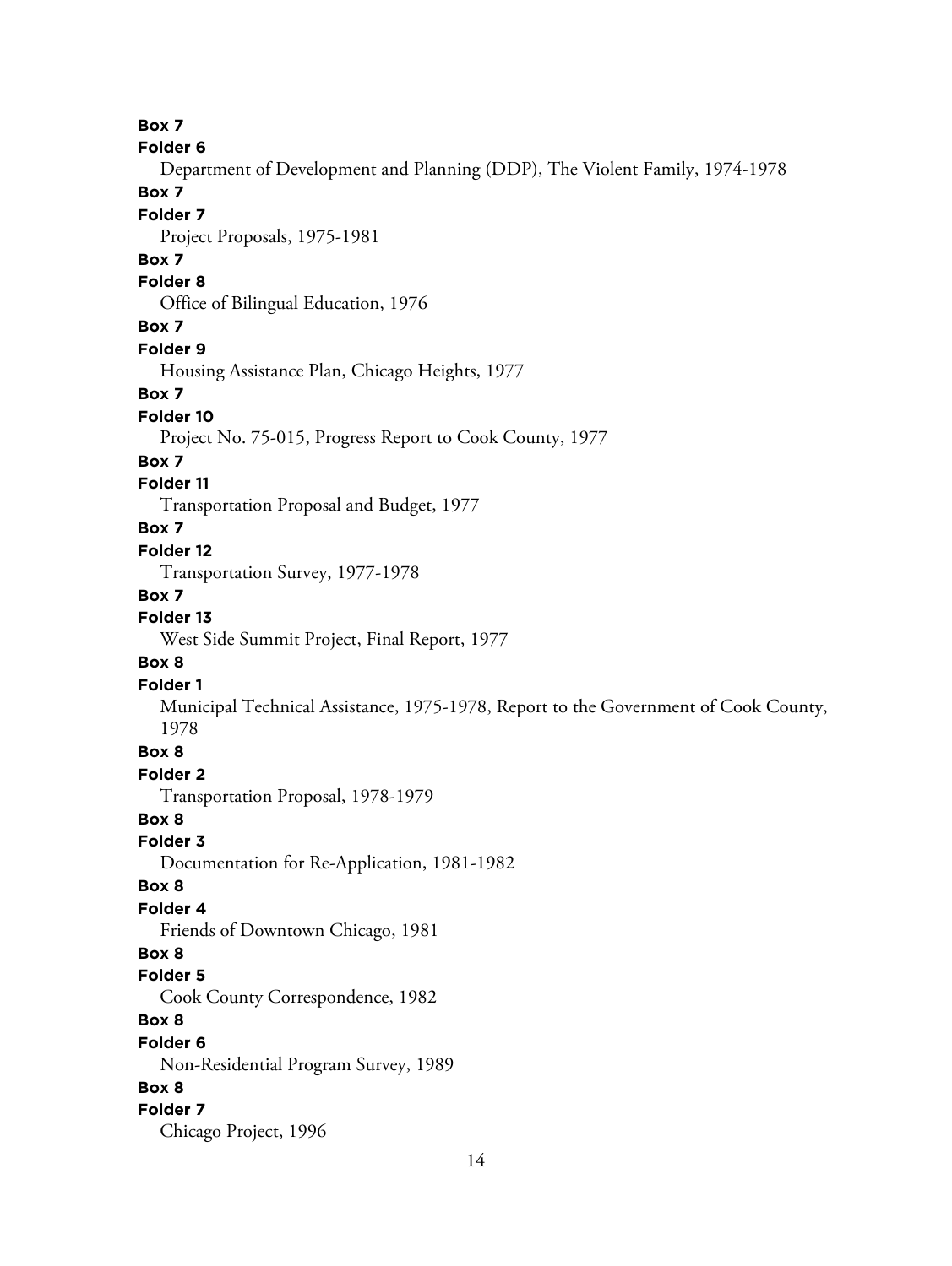**Box 7**
**Folder 6**
Department of Development and Planning (DDP), The Violent Family, 1974-1978

**Box 7**
**Folder 7**
Project Proposals, 1975-1981

**Box 7**
**Folder 8**
Office of Bilingual Education, 1976

**Box 7**
**Folder 9**
Housing Assistance Plan, Chicago Heights, 1977

**Box 7**
**Folder 10**
Project No. 75-015, Progress Report to Cook County, 1977

**Box 7**
**Folder 11**
Transportation Proposal and Budget, 1977

**Box 7**
**Folder 12**
Transportation Survey, 1977-1978

**Box 7**
**Folder 13**
West Side Summit Project, Final Report, 1977

**Box 8**
**Folder 1**
Municipal Technical Assistance, 1975-1978, Report to the Government of Cook County, 1978

**Box 8**
**Folder 2**
Transportation Proposal, 1978-1979

**Box 8**
**Folder 3**
Documentation for Re-Application, 1981-1982

**Box 8**
**Folder 4**
Friends of Downtown Chicago, 1981

**Box 8**
**Folder 5**
Cook County Correspondence, 1982

**Box 8**
**Folder 6**
Non-Residential Program Survey, 1989

**Box 8**
**Folder 7**
Chicago Project, 1996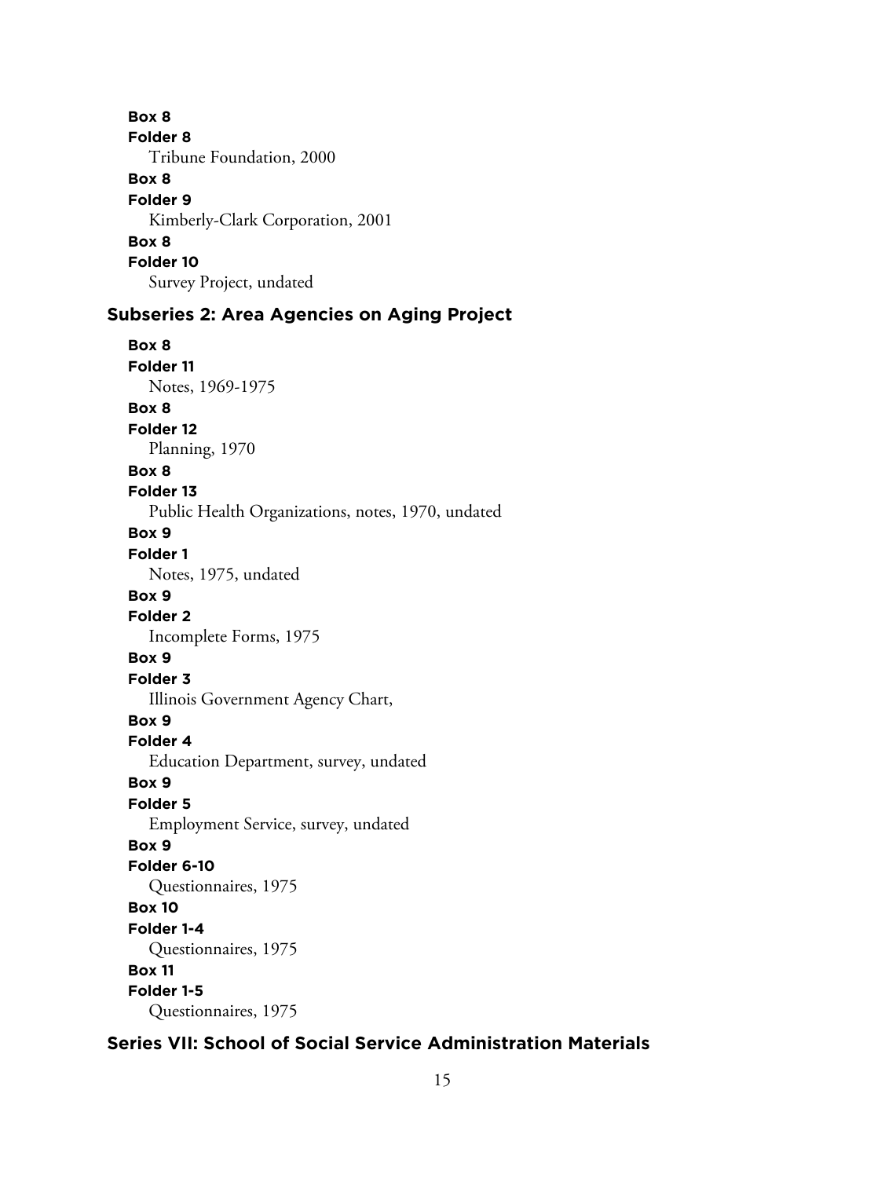**Box 8**
**Folder 8**
Tribune Foundation, 2000

**Box 8**
**Folder 9**
Kimberly-Clark Corporation, 2001

**Box 8**
**Folder 10**
Survey Project, undated

### Subseries 2: Area Agencies on Aging Project

**Box 8**
**Folder 11**
Notes, 1969-1975

**Box 8**
**Folder 12**
Planning, 1970

**Box 8**
**Folder 13**
Public Health Organizations, notes, 1970, undated

**Box 9**
**Folder 1**
Notes, 1975, undated

**Box 9**
**Folder 2**
Incomplete Forms, 1975

**Box 9**
**Folder 3**
Illinois Government Agency Chart,

**Box 9**
**Folder 4**
Education Department, survey, undated

**Box 9**
**Folder 5**
Employment Service, survey, undated

**Box 9**
**Folder 6-10**
Questionnaires, 1975

**Box 10**
**Folder 1-4**
Questionnaires, 1975

**Box 11**
**Folder 1-5**
Questionnaires, 1975

## Series VII: School of Social Service Administration Materials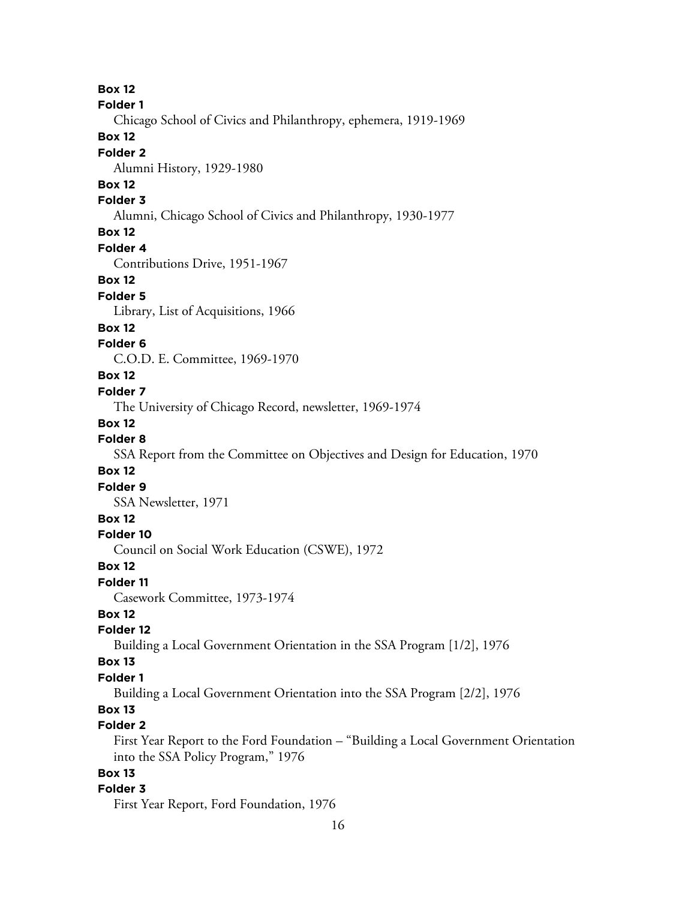**Box 12**
**Folder 1**
Chicago School of Civics and Philanthropy, ephemera, 1919-1969

**Box 12**
**Folder 2**
Alumni History, 1929-1980

**Box 12**
**Folder 3**
Alumni, Chicago School of Civics and Philanthropy, 1930-1977

**Box 12**
**Folder 4**
Contributions Drive, 1951-1967

**Box 12**
**Folder 5**
Library, List of Acquisitions, 1966

**Box 12**
**Folder 6**
C.O.D. E. Committee, 1969-1970

**Box 12**
**Folder 7**
The University of Chicago Record, newsletter, 1969-1974

**Box 12**
**Folder 8**
SSA Report from the Committee on Objectives and Design for Education, 1970

**Box 12**
**Folder 9**
SSA Newsletter, 1971

**Box 12**
**Folder 10**
Council on Social Work Education (CSWE), 1972

**Box 12**
**Folder 11**
Casework Committee, 1973-1974

**Box 12**
**Folder 12**
Building a Local Government Orientation in the SSA Program [1/2], 1976

**Box 13**
**Folder 1**
Building a Local Government Orientation into the SSA Program [2/2], 1976

**Box 13**
**Folder 2**
First Year Report to the Ford Foundation – "Building a Local Government Orientation into the SSA Policy Program," 1976

**Box 13**
**Folder 3**
First Year Report, Ford Foundation, 1976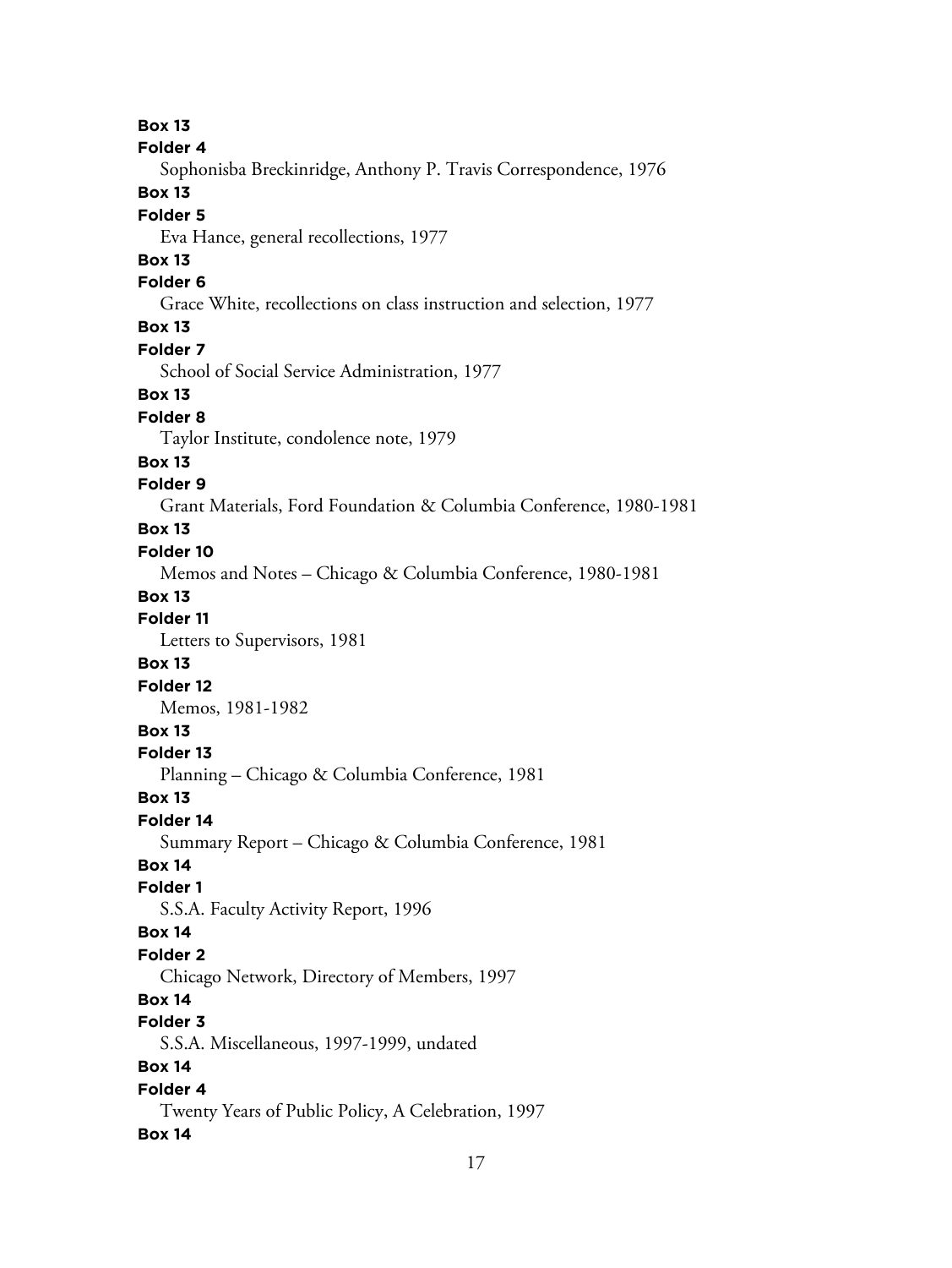**Box 13**

**Folder 4**

Sophonisba Breckinridge, Anthony P. Travis Correspondence, 1976

**Box 13**

**Folder 5**

Eva Hance, general recollections, 1977

**Box 13**

**Folder 6**

Grace White, recollections on class instruction and selection, 1977

**Box 13**

**Folder 7**

School of Social Service Administration, 1977

**Box 13**

**Folder 8**

Taylor Institute, condolence note, 1979

**Box 13**

**Folder 9**

Grant Materials, Ford Foundation & Columbia Conference, 1980-1981

**Box 13**

**Folder 10**

Memos and Notes – Chicago & Columbia Conference, 1980-1981

**Box 13**

**Folder 11**

Letters to Supervisors, 1981

**Box 13**

**Folder 12**

Memos, 1981-1982

**Box 13**

**Folder 13**

Planning – Chicago & Columbia Conference, 1981

**Box 13**

**Folder 14**

Summary Report – Chicago & Columbia Conference, 1981

**Box 14**

**Folder 1**

S.S.A. Faculty Activity Report, 1996

**Box 14**

**Folder 2**

Chicago Network, Directory of Members, 1997

**Box 14**

**Folder 3**

S.S.A. Miscellaneous, 1997-1999, undated

**Box 14**

**Folder 4**

Twenty Years of Public Policy, A Celebration, 1997

**Box 14**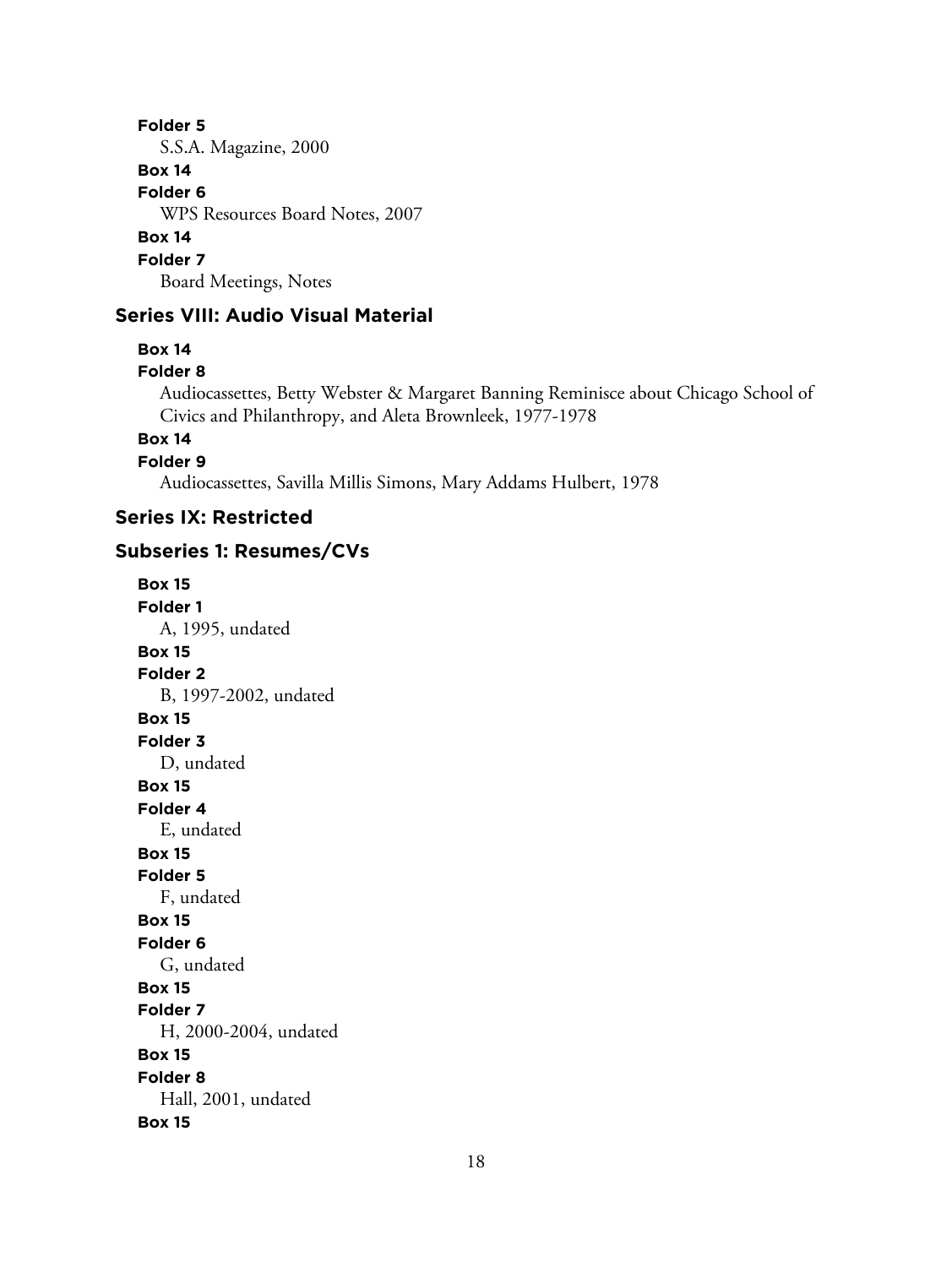**Folder 5**
S.S.A. Magazine, 2000

**Box 14**
**Folder 6**
WPS Resources Board Notes, 2007

**Box 14**
**Folder 7**
Board Meetings, Notes

## Series VIII: Audio Visual Material

**Box 14**
**Folder 8**
Audiocassettes, Betty Webster & Margaret Banning Reminisce about Chicago School of Civics and Philanthropy, and Aleta Brownleek, 1977-1978

**Box 14**
**Folder 9**
Audiocassettes, Savilla Millis Simons, Mary Addams Hulbert, 1978

## Series IX: Restricted

## Subseries 1: Resumes/CVs

**Box 15**
**Folder 1**
A, 1995, undated

**Box 15**
**Folder 2**
B, 1997-2002, undated

**Box 15**
**Folder 3**
D, undated

**Box 15**
**Folder 4**
E, undated

**Box 15**
**Folder 5**
F, undated

**Box 15**
**Folder 6**
G, undated

**Box 15**
**Folder 7**
H, 2000-2004, undated

**Box 15**
**Folder 8**
Hall, 2001, undated

**Box 15**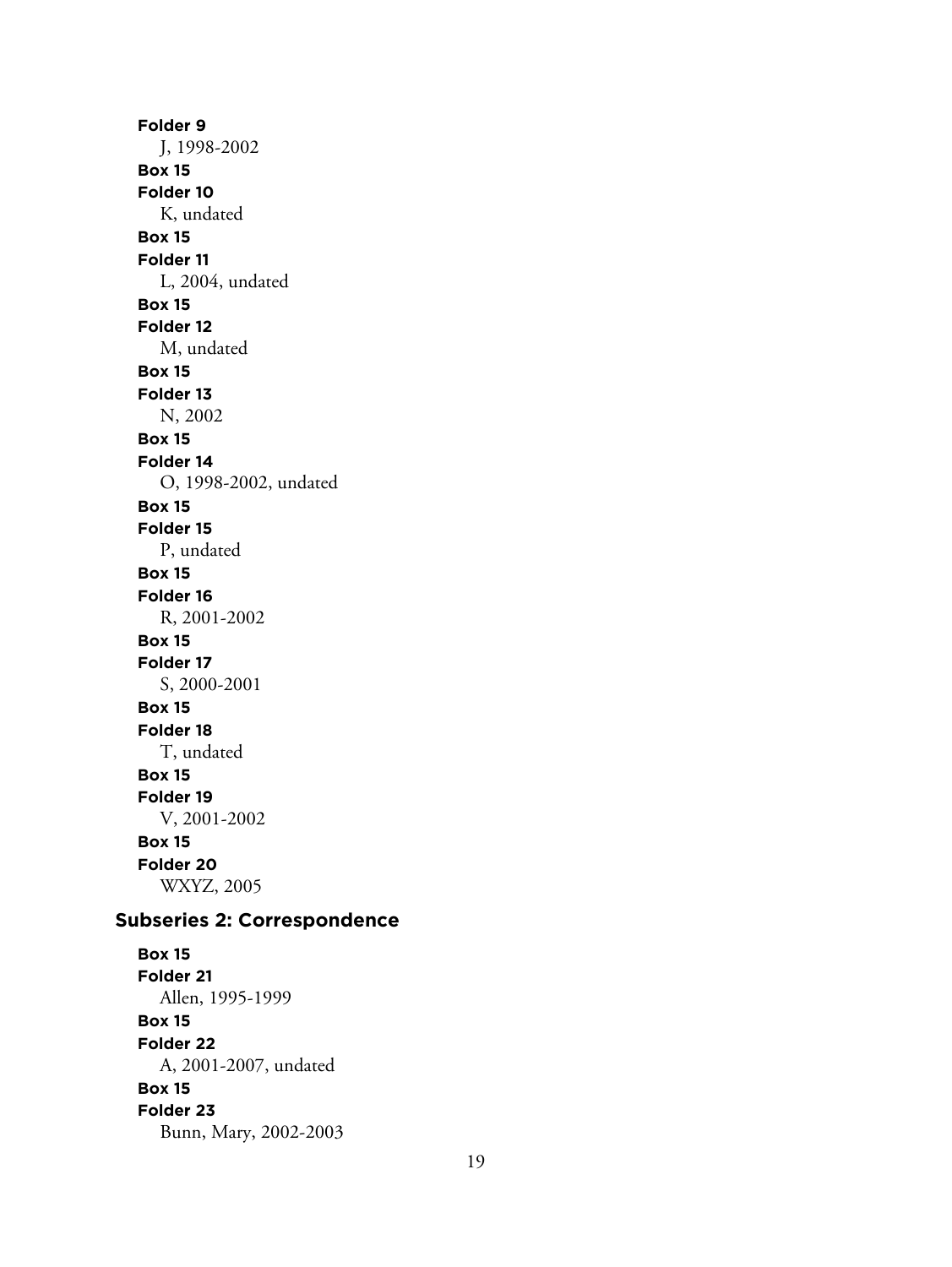**Folder 9**
J, 1998-2002

**Box 15**
**Folder 10**
K, undated

**Box 15**
**Folder 11**
L, 2004, undated

**Box 15**
**Folder 12**
M, undated

**Box 15**
**Folder 13**
N, 2002

**Box 15**
**Folder 14**
O, 1998-2002, undated

**Box 15**
**Folder 15**
P, undated

**Box 15**
**Folder 16**
R, 2001-2002

**Box 15**
**Folder 17**
S, 2000-2001

**Box 15**
**Folder 18**
T, undated

**Box 15**
**Folder 19**
V, 2001-2002

**Box 15**
**Folder 20**
WXYZ, 2005

### Subseries 2: Correspondence

**Box 15**
**Folder 21**
Allen, 1995-1999

**Box 15**
**Folder 22**
A, 2001-2007, undated

**Box 15**
**Folder 23**
Bunn, Mary, 2002-2003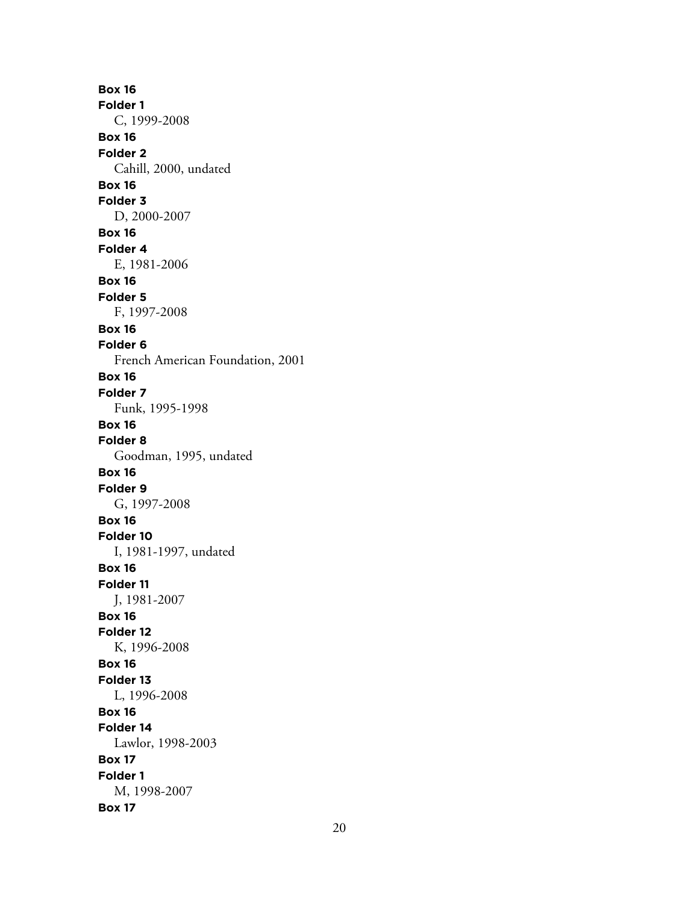**Box 16**
**Folder 1**
C, 1999-2008

**Box 16**
**Folder 2**
Cahill, 2000, undated

**Box 16**
**Folder 3**
D, 2000-2007

**Box 16**
**Folder 4**
E, 1981-2006

**Box 16**
**Folder 5**
F, 1997-2008

**Box 16**
**Folder 6**
French American Foundation, 2001

**Box 16**
**Folder 7**
Funk, 1995-1998

**Box 16**
**Folder 8**
Goodman, 1995, undated

**Box 16**
**Folder 9**
G, 1997-2008

**Box 16**
**Folder 10**
I, 1981-1997, undated

**Box 16**
**Folder 11**
J, 1981-2007

**Box 16**
**Folder 12**
K, 1996-2008

**Box 16**
**Folder 13**
L, 1996-2008

**Box 16**
**Folder 14**
Lawlor, 1998-2003

**Box 17**
**Folder 1**
M, 1998-2007

**Box 17**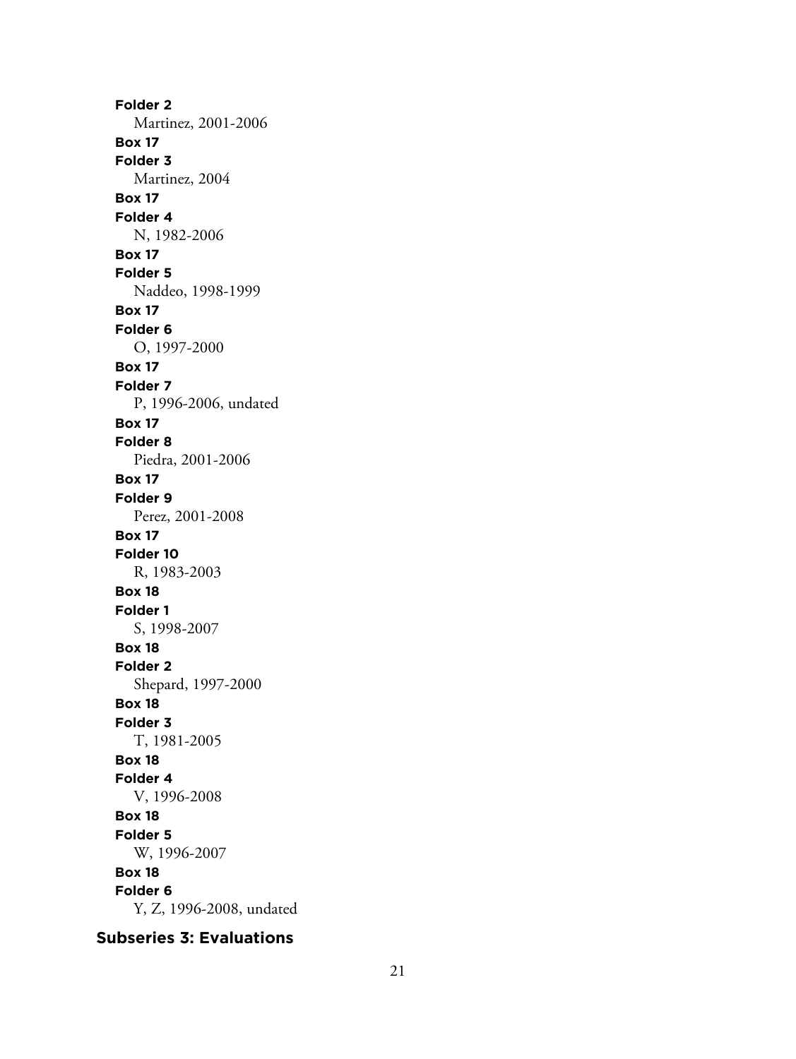**Folder 2**
Martinez, 2001-2006

**Box 17**
**Folder 3**
Martinez, 2004

**Box 17**
**Folder 4**
N, 1982-2006

**Box 17**
**Folder 5**
Naddeo, 1998-1999

**Box 17**
**Folder 6**
O, 1997-2000

**Box 17**
**Folder 7**
P, 1996-2006, undated

**Box 17**
**Folder 8**
Piedra, 2001-2006

**Box 17**
**Folder 9**
Perez, 2001-2008

**Box 17**
**Folder 10**
R, 1983-2003

**Box 18**
**Folder 1**
S, 1998-2007

**Box 18**
**Folder 2**
Shepard, 1997-2000

**Box 18**
**Folder 3**
T, 1981-2005

**Box 18**
**Folder 4**
V, 1996-2008

**Box 18**
**Folder 5**
W, 1996-2007

**Box 18**
**Folder 6**
Y, Z, 1996-2008, undated

### Subseries 3: Evaluations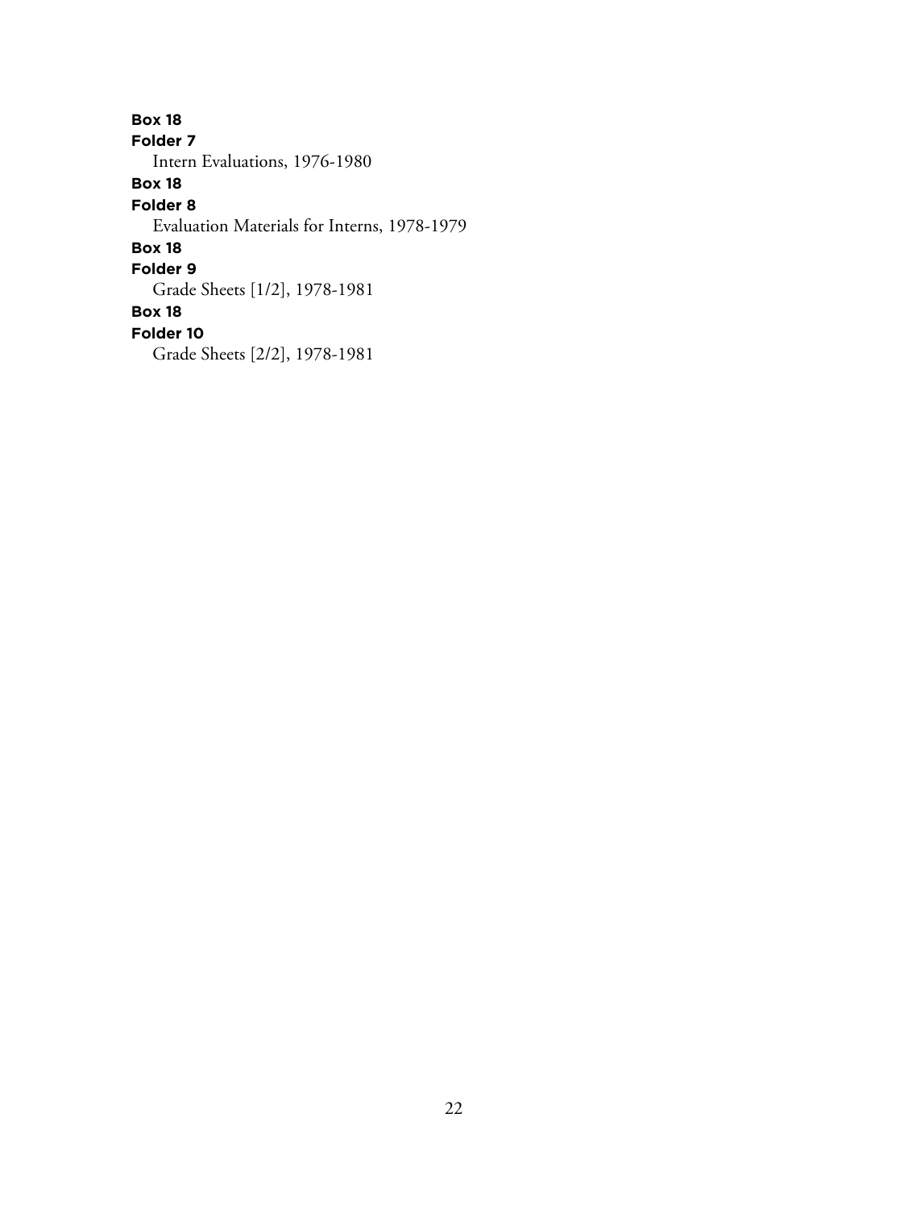**Box 18**
**Folder 7**
Intern Evaluations, 1976-1980

**Box 18**
**Folder 8**
Evaluation Materials for Interns, 1978-1979

**Box 18**
**Folder 9**
Grade Sheets [1/2], 1978-1981

**Box 18**
**Folder 10**
Grade Sheets [2/2], 1978-1981